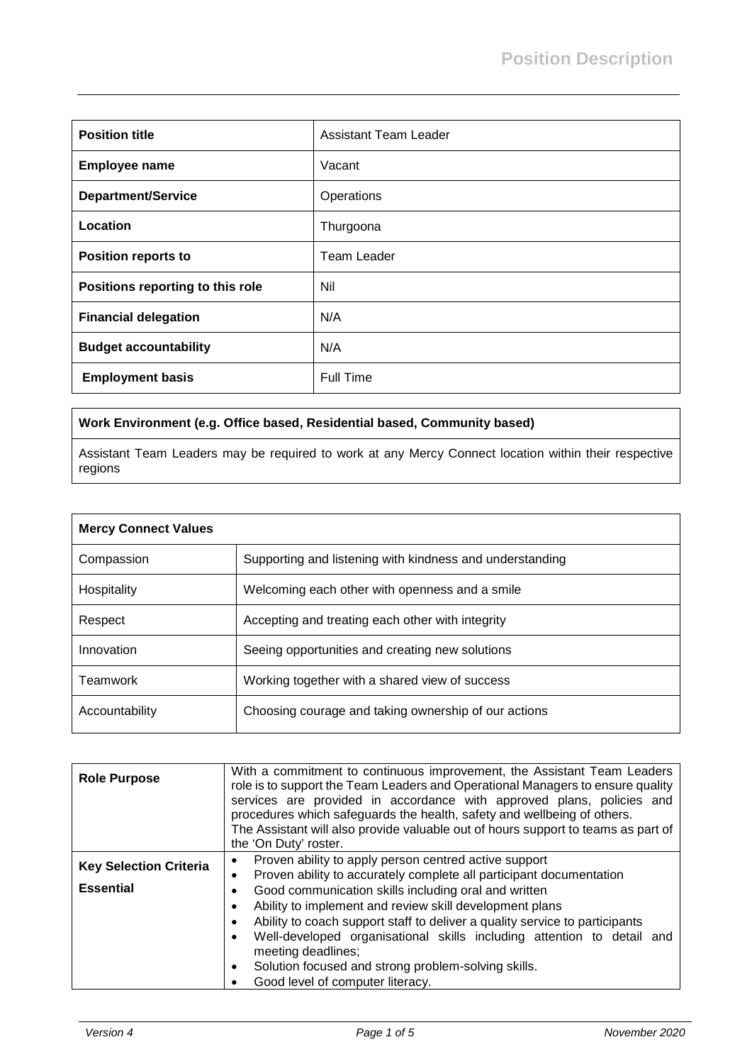# Position Description

| **Position title** | Assistant Team Leader |
|---|---|
| **Employee name** | Vacant |
| **Department/Service** | Operations |
| **Location** | Thurgoona |
| **Position reports to** | Team Leader |
| **Positions reporting to this role** | Nil |
| **Financial delegation** | N/A |
| **Budget accountability** | N/A |
| **Employment basis** | Full Time |

| **Work Environment (e.g. Office based, Residential based, Community based)** |
|---|
| Assistant Team Leaders may be required to work at any Mercy Connect location within their respective regions |

| **Mercy Connect Values** | |
|---|---|
| Compassion | Supporting and listening with kindness and understanding |
| Hospitality | Welcoming each other with openness and a smile |
| Respect | Accepting and treating each other with integrity |
| Innovation | Seeing opportunities and creating new solutions |
| Teamwork | Working together with a shared view of success |
| Accountability | Choosing courage and taking ownership of our actions |

| | |
|---|---|
| **Role Purpose** | With a commitment to continuous improvement, the Assistant Team Leaders role is to support the Team Leaders and Operational Managers to ensure quality services are provided in accordance with approved plans, policies and procedures which safeguards the health, safety and wellbeing of others.<br>The Assistant will also provide valuable out of hours support to teams as part of the 'On Duty' roster. |
| **Key Selection Criteria**<br><br>**Essential** | • Proven ability to apply person centred active support<br>• Proven ability to accurately complete all participant documentation<br>• Good communication skills including oral and written<br>• Ability to implement and review skill development plans<br>• Ability to coach support staff to deliver a quality service to participants<br>• Well-developed organisational skills including attention to detail and meeting deadlines;<br>• Solution focused and strong problem-solving skills.<br>• Good level of computer literacy. |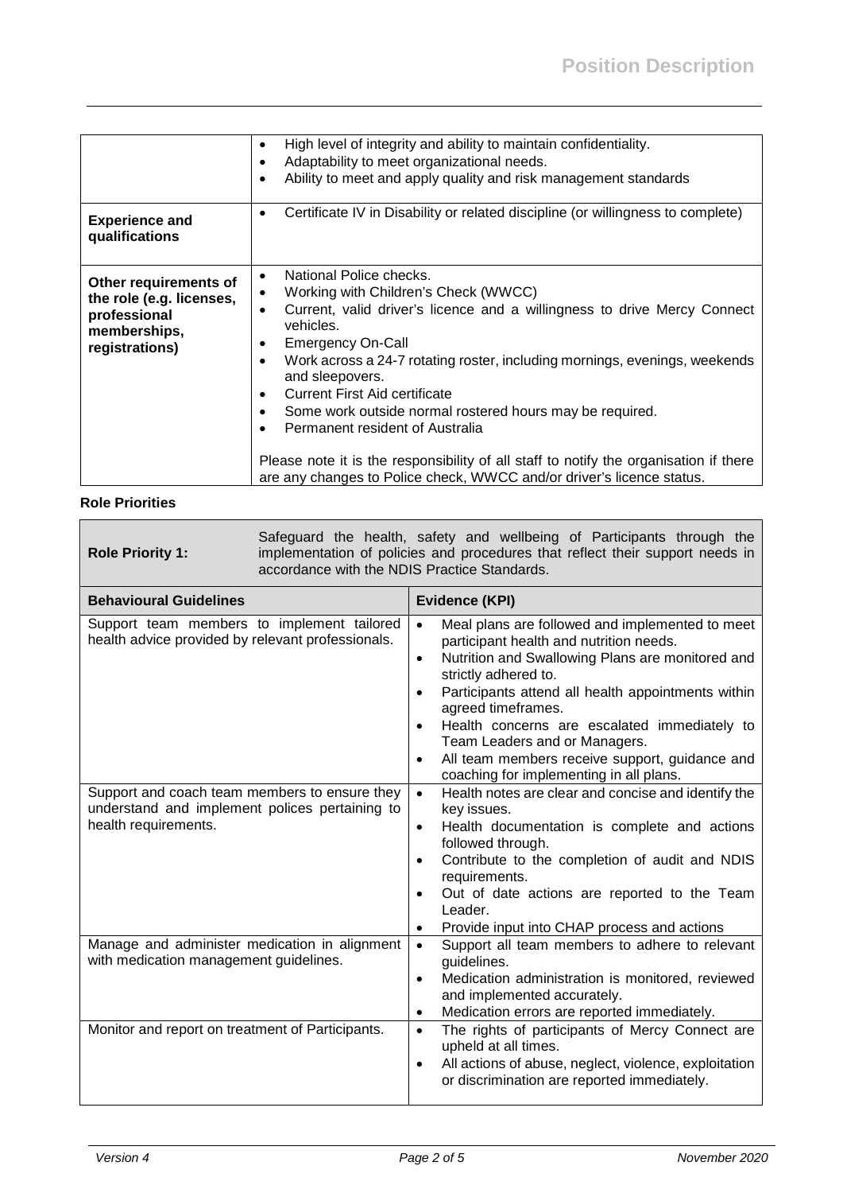| | |
|---|---|
| | • High level of integrity and ability to maintain confidentiality.<br>• Adaptability to meet organizational needs.<br>• Ability to meet and apply quality and risk management standards |
| **Experience and qualifications** | • Certificate IV in Disability or related discipline (or willingness to complete) |
| **Other requirements of the role (e.g. licenses, professional memberships, registrations)** | • National Police checks.<br>• Working with Children's Check (WWCC)<br>• Current, valid driver's licence and a willingness to drive Mercy Connect vehicles.<br>• Emergency On-Call<br>• Work across a 24-7 rotating roster, including mornings, evenings, weekends and sleepovers.<br>• Current First Aid certificate<br>• Some work outside normal rostered hours may be required.<br>• Permanent resident of Australia<br><br>Please note it is the responsibility of all staff to notify the organisation if there are any changes to Police check, WWCC and/or driver's licence status. |

**Role Priorities**

| **Role Priority 1:** | Safeguard the health, safety and wellbeing of Participants through the implementation of policies and procedures that reflect their support needs in accordance with the NDIS Practice Standards. |
|---|---|
| **Behavioural Guidelines** | **Evidence (KPI)** |
| Support team members to implement tailored health advice provided by relevant professionals. | • Meal plans are followed and implemented to meet participant health and nutrition needs.<br>• Nutrition and Swallowing Plans are monitored and strictly adhered to.<br>• Participants attend all health appointments within agreed timeframes.<br>• Health concerns are escalated immediately to Team Leaders and or Managers.<br>• All team members receive support, guidance and coaching for implementing in all plans. |
| Support and coach team members to ensure they understand and implement polices pertaining to health requirements. | • Health notes are clear and concise and identify the key issues.<br>• Health documentation is complete and actions followed through.<br>• Contribute to the completion of audit and NDIS requirements.<br>• Out of date actions are reported to the Team Leader.<br>• Provide input into CHAP process and actions |
| Manage and administer medication in alignment with medication management guidelines. | • Support all team members to adhere to relevant guidelines.<br>• Medication administration is monitored, reviewed and implemented accurately.<br>• Medication errors are reported immediately. |
| Monitor and report on treatment of Participants. | • The rights of participants of Mercy Connect are upheld at all times.<br>• All actions of abuse, neglect, violence, exploitation or discrimination are reported immediately. |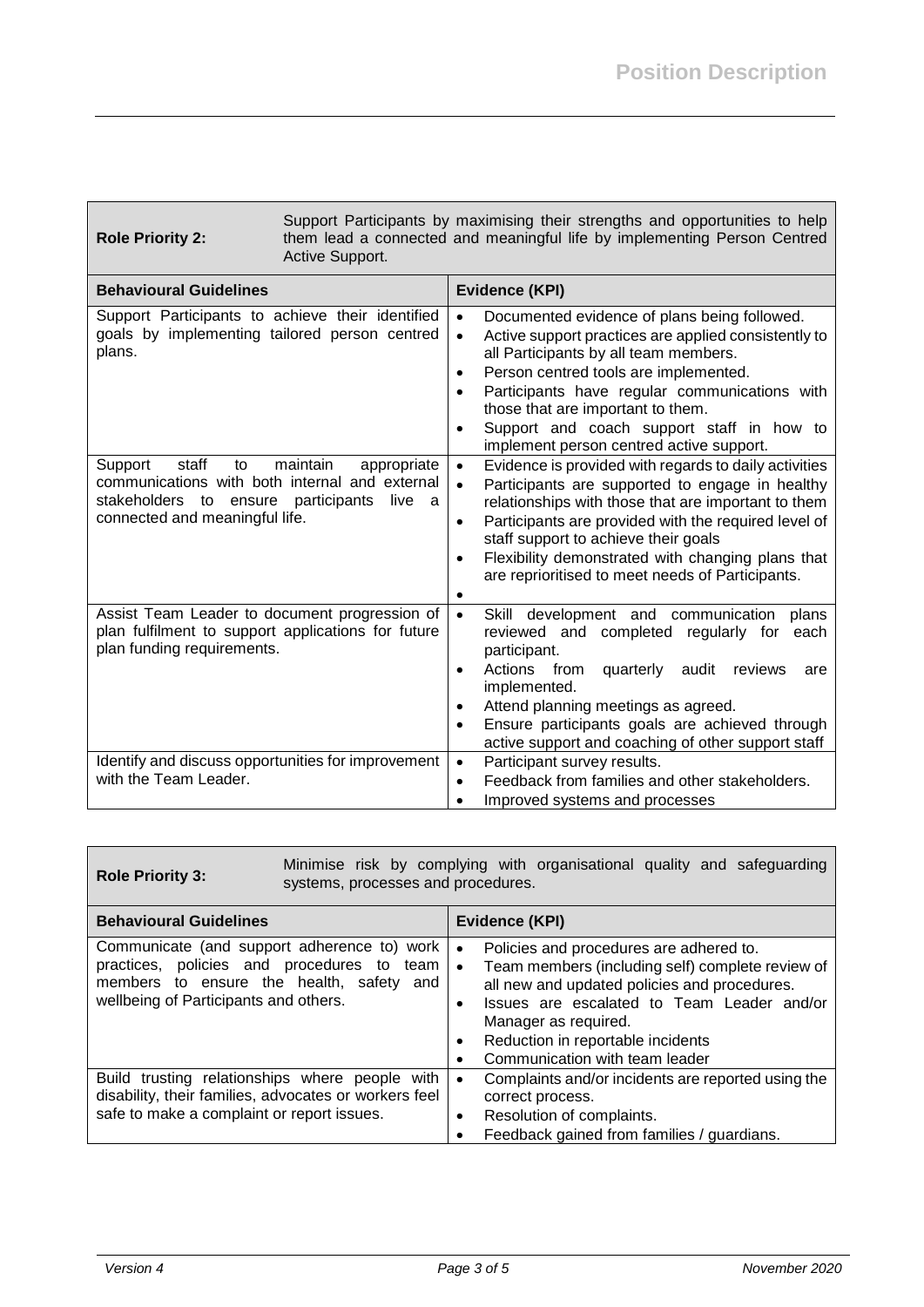| **Role Priority 2:** | Support Participants by maximising their strengths and opportunities to help them lead a connected and meaningful life by implementing Person Centred Active Support. |
|---|---|
| **Behavioural Guidelines** | **Evidence (KPI)** |
| Support Participants to achieve their identified goals by implementing tailored person centred plans. | • Documented evidence of plans being followed.<br>• Active support practices are applied consistently to all Participants by all team members.<br>• Person centred tools are implemented.<br>• Participants have regular communications with those that are important to them.<br>• Support and coach support staff in how to implement person centred active support. |
| Support staff to maintain appropriate communications with both internal and external stakeholders to ensure participants live a connected and meaningful life. | • Evidence is provided with regards to daily activities<br>• Participants are supported to engage in healthy relationships with those that are important to them<br>• Participants are provided with the required level of staff support to achieve their goals<br>• Flexibility demonstrated with changing plans that are reprioritised to meet needs of Participants.<br>• |
| Assist Team Leader to document progression of plan fulfilment to support applications for future plan funding requirements. | • Skill development and communication plans reviewed and completed regularly for each participant.<br>• Actions from quarterly audit reviews are implemented.<br>• Attend planning meetings as agreed.<br>• Ensure participants goals are achieved through active support and coaching of other support staff |
| Identify and discuss opportunities for improvement with the Team Leader. | • Participant survey results.<br>• Feedback from families and other stakeholders.<br>• Improved systems and processes |

| **Role Priority 3:** | Minimise risk by complying with organisational quality and safeguarding systems, processes and procedures. |
|---|---|
| **Behavioural Guidelines** | **Evidence (KPI)** |
| Communicate (and support adherence to) work practices, policies and procedures to team members to ensure the health, safety and wellbeing of Participants and others. | • Policies and procedures are adhered to.<br>• Team members (including self) complete review of all new and updated policies and procedures.<br>• Issues are escalated to Team Leader and/or Manager as required.<br>• Reduction in reportable incidents<br>• Communication with team leader |
| Build trusting relationships where people with disability, their families, advocates or workers feel safe to make a complaint or report issues. | • Complaints and/or incidents are reported using the correct process.<br>• Resolution of complaints.<br>• Feedback gained from families / guardians. |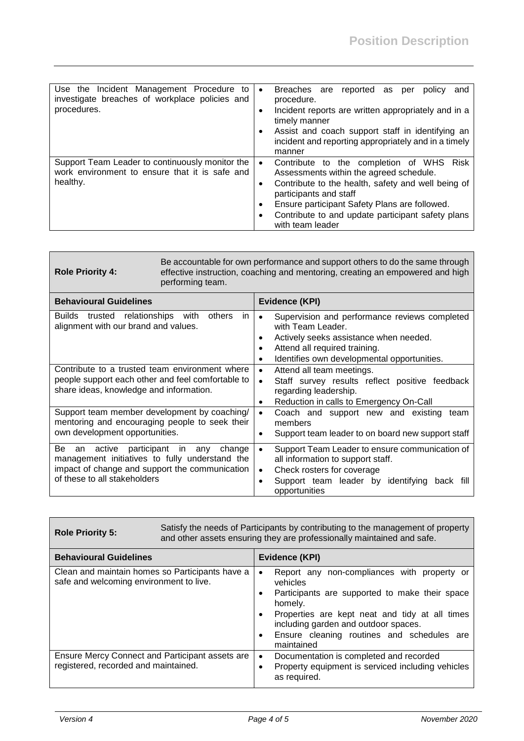| | |
|---|---|
| Use the Incident Management Procedure to investigate breaches of workplace policies and procedures. | • Breaches are reported as per policy and procedure.<br>• Incident reports are written appropriately and in a timely manner<br>• Assist and coach support staff in identifying an incident and reporting appropriately and in a timely manner |
| Support Team Leader to continuously monitor the work environment to ensure that it is safe and healthy. | • Contribute to the completion of WHS Risk Assessments within the agreed schedule.<br>• Contribute to the health, safety and well being of participants and staff<br>• Ensure participant Safety Plans are followed.<br>• Contribute to and update participant safety plans with team leader |

| **Role Priority 4:** | Be accountable for own performance and support others to do the same through effective instruction, coaching and mentoring, creating an empowered and high performing team. |
|---|---|
| **Behavioural Guidelines** | **Evidence (KPI)** |
| Builds trusted relationships with others in alignment with our brand and values. | • Supervision and performance reviews completed with Team Leader.<br>• Actively seeks assistance when needed.<br>• Attend all required training.<br>• Identifies own developmental opportunities. |
| Contribute to a trusted team environment where people support each other and feel comfortable to share ideas, knowledge and information. | • Attend all team meetings.<br>• Staff survey results reflect positive feedback regarding leadership.<br>• Reduction in calls to Emergency On-Call |
| Support team member development by coaching/ mentoring and encouraging people to seek their own development opportunities. | • Coach and support new and existing team members<br>• Support team leader to on board new support staff |
| Be an active participant in any change management initiatives to fully understand the impact of change and support the communication of these to all stakeholders | • Support Team Leader to ensure communication of all information to support staff.<br>• Check rosters for coverage<br>• Support team leader by identifying back fill opportunities |

| **Role Priority 5:** | Satisfy the needs of Participants by contributing to the management of property and other assets ensuring they are professionally maintained and safe. |
|---|---|
| **Behavioural Guidelines** | **Evidence (KPI)** |
| Clean and maintain homes so Participants have a safe and welcoming environment to live. | • Report any non-compliances with property or vehicles<br>• Participants are supported to make their space homely.<br>• Properties are kept neat and tidy at all times including garden and outdoor spaces.<br>• Ensure cleaning routines and schedules are maintained |
| Ensure Mercy Connect and Participant assets are registered, recorded and maintained. | • Documentation is completed and recorded<br>• Property equipment is serviced including vehicles as required. |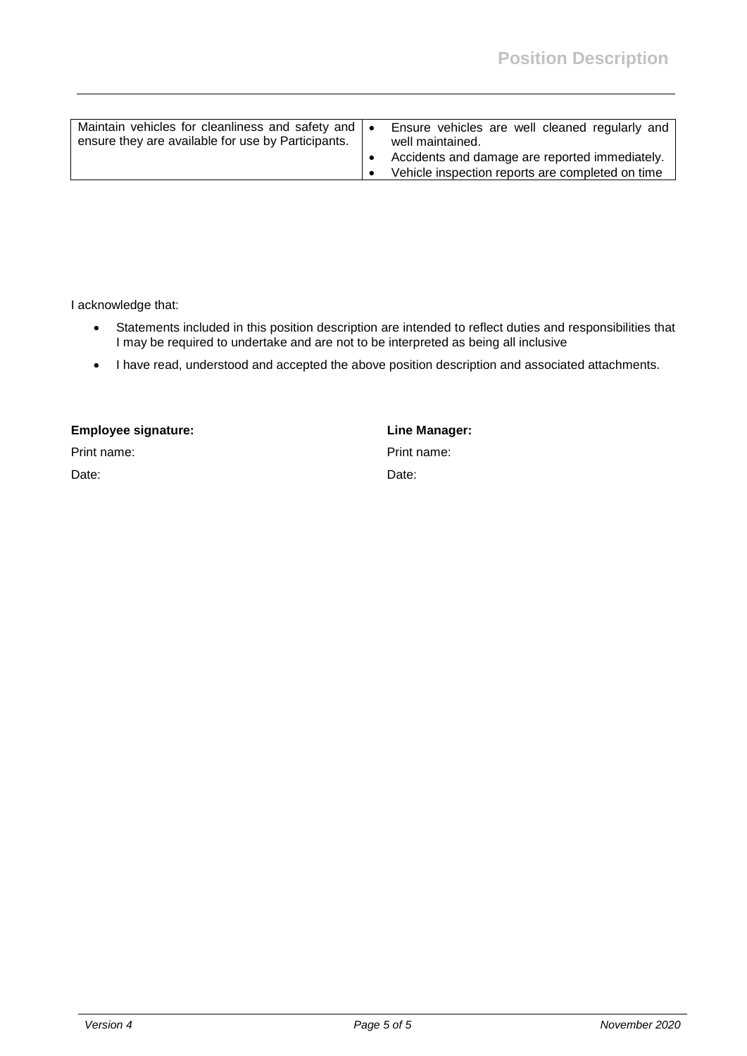| | |
|---|---|
| Maintain vehicles for cleanliness and safety and ensure they are available for use by Participants. | • Ensure vehicles are well cleaned regularly and well maintained.<br>• Accidents and damage are reported immediately.<br>• Vehicle inspection reports are completed on time |

I acknowledge that:

- Statements included in this position description are intended to reflect duties and responsibilities that I may be required to undertake and are not to be interpreted as being all inclusive
- I have read, understood and accepted the above position description and associated attachments.

**Employee signature:**

Print name:

Date:

**Line Manager:**

Print name:

Date: